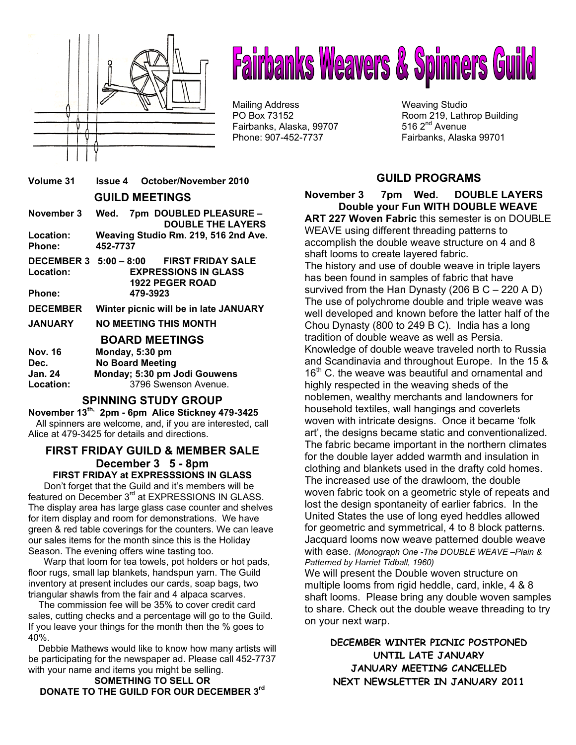# Fairbanks Weavers & Spinners Guild

Mailing Address
PO Box 73152
Fairbanks, Alaska, 99707
Phone: 907-452-7737

Weaving Studio
Room 219, Lathrop Building
516 2nd Avenue
Fairbanks, Alaska 99701

**Volume 31 Issue 4 October/November 2010**

## GUILD MEETINGS

**November 3** Wed. 7pm **DOUBLED PLEASURE – DOUBLE THE LAYERS**
**Location:** Weaving Studio Rm. 219, 516 2nd Ave.
**Phone:** 452-7737

**DECEMBER 3 5:00 – 8:00 FIRST FRIDAY SALE**
**Location:** EXPRESSIONS IN GLASS
1922 PEGER ROAD
**Phone:** 479-3923

**DECEMBER** Winter picnic will be in late JANUARY

**JANUARY** NO MEETING THIS MONTH

## BOARD MEETINGS

**Nov. 16** Monday, 5:30 pm
**Dec.** No Board Meeting
**Jan. 24** Monday; 5:30 pm Jodi Gouwens
**Location:** 3796 Swenson Avenue.

## SPINNING STUDY GROUP

**November 13th, 2pm - 6pm Alice Stickney 479-3425**
All spinners are welcome, and, if you are interested, call Alice at 479-3425 for details and directions.

## FIRST FRIDAY GUILD & MEMBER SALE
## December 3 5 - 8pm
### FIRST FRIDAY at EXPRESSSIONS IN GLASS

Don't forget that the Guild and it's members will be featured on December 3rd at EXPRESSIONS IN GLASS. The display area has large glass case counter and shelves for item display and room for demonstrations. We have green & red table coverings for the counters. We can leave our sales items for the month since this is the Holiday Season. The evening offers wine tasting too.

Warp that loom for tea towels, pot holders or hot pads, floor rugs, small lap blankets, handspun yarn. The Guild inventory at present includes our cards, soap bags, two triangular shawls from the fair and 4 alpaca scarves.

The commission fee will be 35% to cover credit card sales, cutting checks and a percentage will go to the Guild. If you leave your things for the month then the % goes to 40%.

Debbie Mathews would like to know how many artists will be participating for the newspaper ad. Please call 452-7737 with your name and items you might be selling.

**SOMETHING TO SELL OR DONATE TO THE GUILD FOR OUR DECEMBER 3rd**

## GUILD PROGRAMS

**November 3 7pm Wed. DOUBLE LAYERS**
**Double your Fun WITH DOUBLE WEAVE**

**ART 227 Woven Fabric** this semester is on DOUBLE WEAVE using different threading patterns to accomplish the double weave structure on 4 and 8 shaft looms to create layered fabric.

The history and use of double weave in triple layers has been found in samples of fabric that have survived from the Han Dynasty (206 B C – 220 A D) The use of polychrome double and triple weave was well developed and known before the latter half of the Chou Dynasty (800 to 249 B C). India has a long tradition of double weave as well as Persia. Knowledge of double weave traveled north to Russia and Scandinavia and throughout Europe. In the 15 & 16th C. the weave was beautiful and ornamental and highly respected in the weaving sheds of the noblemen, wealthy merchants and landowners for household textiles, wall hangings and coverlets woven with intricate designs. Once it became 'folk art', the designs became static and conventionalized. The fabric became important in the northern climates for the double layer added warmth and insulation in clothing and blankets used in the drafty cold homes. The increased use of the drawloom, the double woven fabric took on a geometric style of repeats and lost the design spontaneity of earlier fabrics. In the United States the use of long eyed heddles allowed for geometric and symmetrical, 4 to 8 block patterns. Jacquard looms now weave patterned double weave with ease. *(Monograph One -The DOUBLE WEAVE –Plain & Patterned by Harriet Tidball, 1960)*

We will present the Double woven structure on multiple looms from rigid heddle, card, inkle, 4 & 8 shaft looms. Please bring any double woven samples to share. Check out the double weave threading to try on your next warp.

**DECEMBER WINTER PICNIC POSTPONED UNTIL LATE JANUARY**
**JANUARY MEETING CANCELLED**
**NEXT NEWSLETTER IN JANUARY 2011**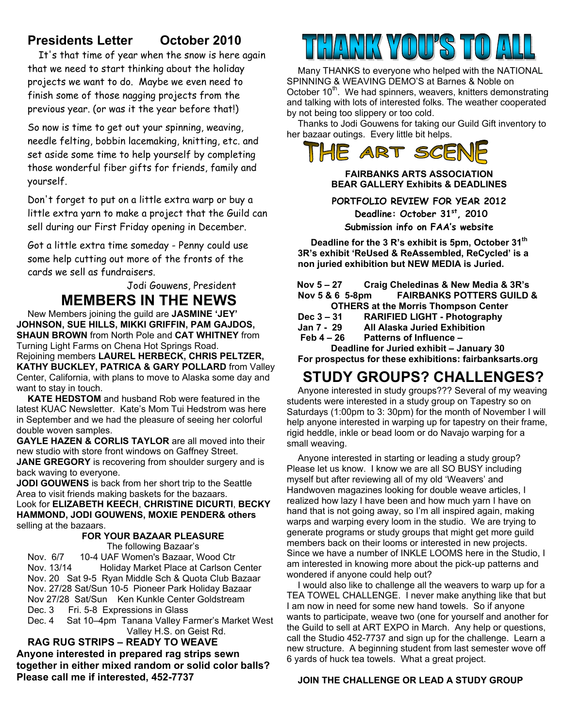## Presidents Letter October 2010

It's that time of year when the snow is here again that we need to start thinking about the holiday projects we want to do. Maybe we even need to finish some of those nagging projects from the previous year. (or was it the year before that!)

So now is time to get out your spinning, weaving, needle felting, bobbin lacemaking, knitting, etc. and set aside some time to help yourself by completing those wonderful fiber gifts for friends, family and yourself.

Don't forget to put on a little extra warp or buy a little extra yarn to make a project that the Guild can sell during our First Friday opening in December.

Got a little extra time someday - Penny could use some help cutting out more of the fronts of the cards we sell as fundraisers.

Jodi Gouwens, President

## MEMBERS IN THE NEWS

New Members joining the guild are **JASMINE 'JEY' JOHNSON, SUE HILLS, MIKKI GRIFFIN, PAM GAJDOS, SHAUN BROWN** from North Pole and **CAT WHITNEY** from Turning Light Farms on Chena Hot Springs Road. Rejoining members **LAUREL HERBECK, CHRIS PELTZER, KATHY BUCKLEY, PATRICA & GARY POLLARD** from Valley Center, California, with plans to move to Alaska some day and want to stay in touch.

**KATE HEDSTOM** and husband Rob were featured in the latest KUAC Newsletter. Kate's Mom Tui Hedstrom was here in September and we had the pleasure of seeing her colorful double woven samples.

**GAYLE HAZEN & CORLIS TAYLOR** are all moved into their new studio with store front windows on Gaffney Street.

**JANE GREGORY** is recovering from shoulder surgery and is back waving to everyone.

**JODI GOUWENS** is back from her short trip to the Seattle Area to visit friends making baskets for the bazaars.

Look for **ELIZABETH KEECH**, **CHRISTINE DICURTI**, **BECKY HAMMOND, JODI GOUWENS, MOXIE PENDER& others** selling at the bazaars.

### FOR YOUR BAZAAR PLEASURE

The following Bazaar's

- Nov. 6/7 10-4 UAF Women's Bazaar, Wood Ctr
- Nov. 13/14 Holiday Market Place at Carlson Center
- Nov. 20 Sat 9-5 Ryan Middle Sch & Quota Club Bazaar
- Nov. 27/28 Sat/Sun 10-5 Pioneer Park Holiday Bazaar
- Nov 27/28 Sat/Sun Ken Kunkle Center Goldstream
- Dec. 3 Fri. 5-8 Expressions in Glass
- Dec. 4 Sat 10–4pm Tanana Valley Farmer's Market West Valley H.S. on Geist Rd.

### RAG RUG STRIPS – READY TO WEAVE

**Anyone interested in prepared rag strips sewn together in either mixed random or solid color balls? Please call me if interested, 452-7737**

## THANK YOU'S TO ALL

Many THANKS to everyone who helped with the NATIONAL SPINNING & WEAVING DEMO'S at Barnes & Noble on October 10th. We had spinners, weavers, knitters demonstrating and talking with lots of interested folks. The weather cooperated by not being too slippery or too cold.

Thanks to Jodi Gouwens for taking our Guild Gift inventory to her bazaar outings. Every little bit helps.

## THE ART SCENE

**FAIRBANKS ARTS ASSOCIATION**
**BEAR GALLERY Exhibits & DEADLINES**

**PORTFOLIO REVIEW FOR YEAR 2012**
**Deadline: October 31st, 2010**
**Submission info on FAA's website**

**Deadline for the 3 R's exhibit is 5pm, October 31th 3R's exhibit 'ReUsed & ReAssembled, ReCycled' is a non juried exhibition but NEW MEDIA is Juried.**

- **Nov 5 – 27** **Craig Cheledinas & New Media & 3R's**
- **Nov 5 & 6 5-8pm** **FAIRBANKS POTTERS GUILD & OTHERS at the Morris Thompson Center**
- **Dec 3 – 31** **RARIFIED LIGHT - Photography**
- **Jan 7 - 29** **All Alaska Juried Exhibition**
- **Feb 4 – 26** **Patterns of Influence –**

**Deadline for Juried exhibit – January 30**
**For prospectus for these exhibitions: fairbanksarts.org**

## STUDY GROUPS? CHALLENGES?

Anyone interested in study groups??? Several of my weaving students were interested in a study group on Tapestry so on Saturdays (1:00pm to 3: 30pm) for the month of November I will help anyone interested in warping up for tapestry on their frame, rigid heddle, inkle or bead loom or do Navajo warping for a small weaving.

Anyone interested in starting or leading a study group? Please let us know. I know we are all SO BUSY including myself but after reviewing all of my old 'Weavers' and Handwoven magazines looking for double weave articles, I realized how lazy I have been and how much yarn I have on hand that is not going away, so I'm all inspired again, making warps and warping every loom in the studio. We are trying to generate programs or study groups that might get more guild members back on their looms or interested in new projects. Since we have a number of INKLE LOOMS here in the Studio, I am interested in knowing more about the pick-up patterns and wondered if anyone could help out?

I would also like to challenge all the weavers to warp up for a TEA TOWEL CHALLENGE. I never make anything like that but I am now in need for some new hand towels. So if anyone wants to participate, weave two (one for yourself and another for the Guild to sell at ART EXPO in March. Any help or questions, call the Studio 452-7737 and sign up for the challenge. Learn a new structure. A beginning student from last semester wove off 6 yards of huck tea towels. What a great project.

**JOIN THE CHALLENGE OR LEAD A STUDY GROUP**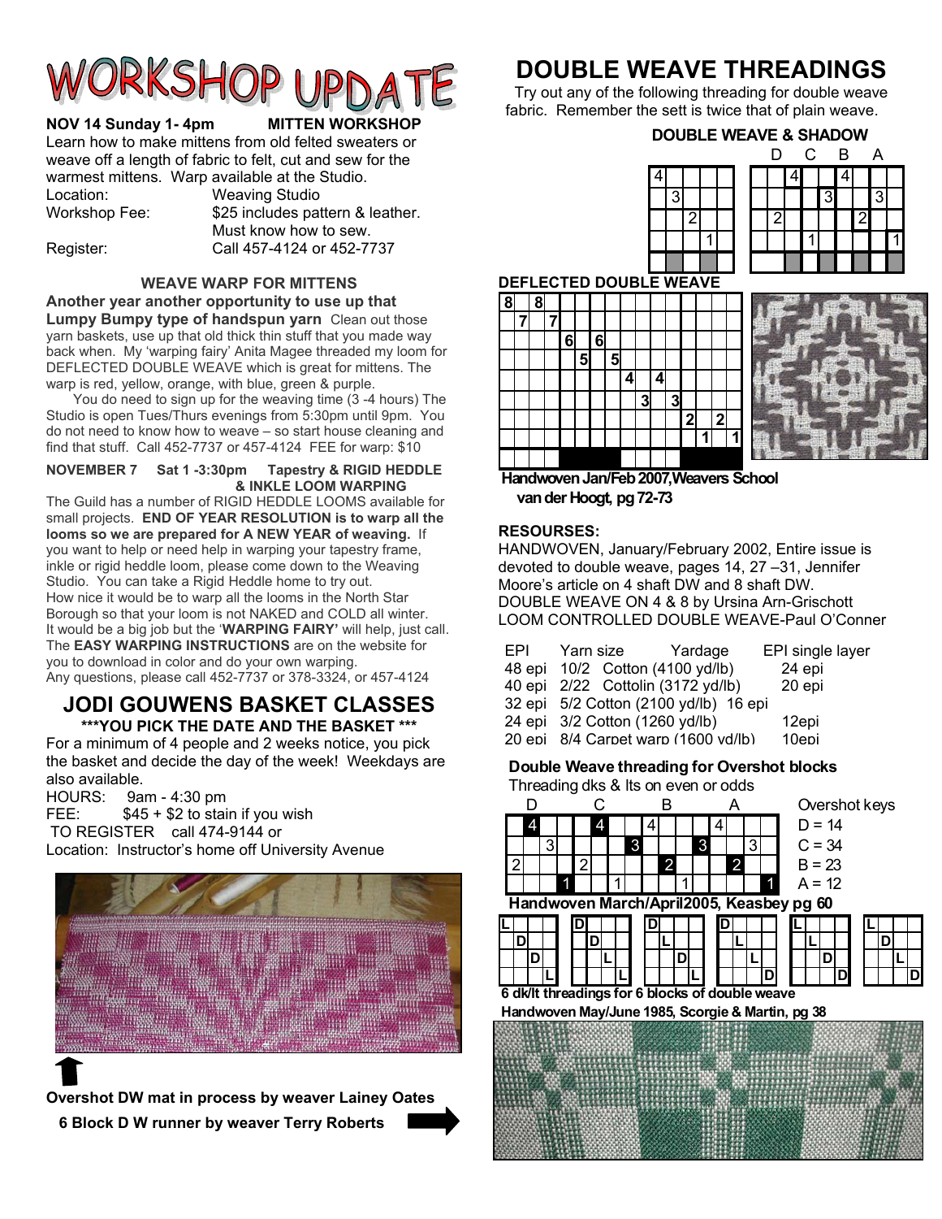# WORKSHOP UPDATE

**NOV 14 Sunday 1- 4pm MITTEN WORKSHOP**

Learn how to make mittens from old felted sweaters or weave off a length of fabric to felt, cut and sew for the warmest mittens. Warp available at the Studio.

| | |
|---|---|
| Location: | Weaving Studio |
| Workshop Fee: | $25 includes pattern & leather. Must know how to sew. |
| Register: | Call 457-4124 or 452-7737 |

### WEAVE WARP FOR MITTENS

**Another year another opportunity to use up that Lumpy Bumpy type of handspun yarn** Clean out those yarn baskets, use up that old thick thin stuff that you made way back when. My 'warping fairy' Anita Magee threaded my loom for DEFLECTED DOUBLE WEAVE which is great for mittens. The warp is red, yellow, orange, with blue, green & purple.

You do need to sign up for the weaving time (3 -4 hours) The Studio is open Tues/Thurs evenings from 5:30pm until 9pm. You do not need to know how to weave – so start house cleaning and find that stuff. Call 452-7737 or 457-4124 FEE for warp: $10

**NOVEMBER 7 Sat 1 -3:30pm Tapestry & RIGID HEDDLE & INKLE LOOM WARPING**

The Guild has a number of RIGID HEDDLE LOOMS available for small projects. **END OF YEAR RESOLUTION is to warp all the looms so we are prepared for A NEW YEAR of weaving.** If you want to help or need help in warping your tapestry frame, inkle or rigid heddle loom, please come down to the Weaving Studio. You can take a Rigid Heddle home to try out.

How nice it would be to warp all the looms in the North Star Borough so that your loom is not NAKED and COLD all winter. It would be a big job but the '**WARPING FAIRY'** will help, just call. The **EASY WARPING INSTRUCTIONS** are on the website for you to download in color and do your own warping.

Any questions, please call 452-7737 or 378-3324, or 457-4124

## JODI GOUWENS BASKET CLASSES

**\*\*\*YOU PICK THE DATE AND THE BASKET \*\*\***

For a minimum of 4 people and 2 weeks notice, you pick the basket and decide the day of the week! Weekdays are also available.

HOURS: 9am - 4:30 pm

FEE: $45 + $2 to stain if you wish

TO REGISTER call 474-9144 or

Location: Instructor's home off University Avenue

**Overshot DW mat in process by weaver Lainey Oates**

**6 Block D W runner by weaver Terry Roberts**

# DOUBLE WEAVE THREADINGS

Try out any of the following threading for double weave fabric. Remember the sett is twice that of plain weave.

**DOUBLE WEAVE & SHADOW**

**DEFLECTED DOUBLE WEAVE**

**Handwoven Jan/Feb 2007, Weavers School van der Hoogt, pg 72-73**

**RESOURSES:**

HANDWOVEN, January/February 2002, Entire issue is devoted to double weave, pages 14, 27 –31, Jennifer Moore's article on 4 shaft DW and 8 shaft DW.

DOUBLE WEAVE ON 4 & 8 by Ursina Arn-Grischott

LOOM CONTROLLED DOUBLE WEAVE-Paul O'Conner

| EPI | Yarn size | Yardage | EPI single layer |
|---|---|---|---|
| 48 epi | 10/2 Cotton | (4100 yd/lb) | 24 epi |
| 40 epi | 2/22 Cottolin | (3172 yd/lb) | 20 epi |
| 32 epi | 5/2 Cotton | (2100 yd/lb) | 16 epi |
| 24 epi | 3/2 Cotton | (1260 yd/lb) | 12epi |
| 20 epi | 8/4 Carpet warp | (1600 yd/lb) | 10epi |

**Double Weave threading for Overshot blocks**

Threading dks & lts on even or odds

Overshot keys

D = 14

C = 34

B = 23

A = 12

**Handwoven March/April2005, Keasbey pg 60**

**6 dk/lt threadings for 6 blocks of double weave**

**Handwoven May/June 1985, Scorgie & Martin, pg 38**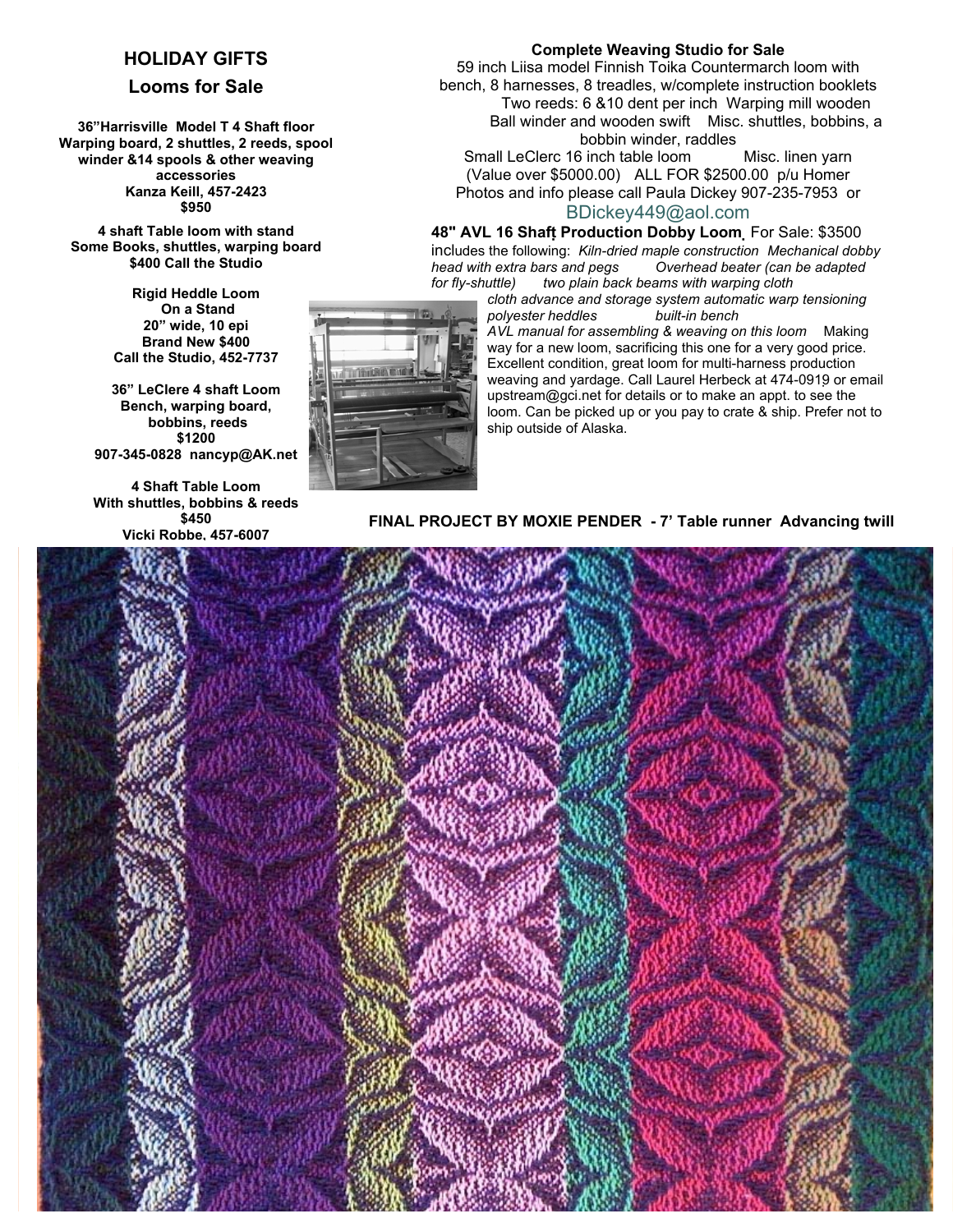## HOLIDAY GIFTS

## Looms for Sale

**36"Harrisville Model T 4 Shaft floor**
**Warping board, 2 shuttles, 2 reeds, spool winder &14 spools & other weaving accessories**
**Kanza Keill, 457-2423**
**$950**

**4 shaft Table loom with stand**
**Some Books, shuttles, warping board**
**$400 Call the Studio**

**Rigid Heddle Loom**
**On a Stand**
**20" wide, 10 epi**
**Brand New $400**
**Call the Studio, 452-7737**

**36" LeClere 4 shaft Loom**
**Bench, warping board, bobbins, reeds**
**$1200**
**907-345-0828 nancyp@AK.net**

**4 Shaft Table Loom**
**With shuttles, bobbins & reeds**
**$450**
**Vicki Robbe, 457-6007**

**Complete Weaving Studio for Sale**

59 inch Liisa model Finnish Toika Countermarch loom with bench, 8 harnesses, 8 treadles, w/complete instruction booklets
Two reeds: 6 &10 dent per inch Warping mill wooden
Ball winder and wooden swift Misc. shuttles, bobbins, a bobbin winder, raddles
Small LeClerc 16 inch table loom Misc. linen yarn
(Value over $5000.00) ALL FOR $2500.00 p/u Homer
Photos and info please call Paula Dickey 907-235-7953 or
BDickey449@aol.com

**48" AVL 16 Shaft Production Dobby Loom**. For Sale: $3500 includes the following: *Kiln-dried maple construction Mechanical dobby head with extra bars and pegs Overhead beater (can be adapted for fly-shuttle) two plain back beams with warping cloth cloth advance and storage system automatic warp tensioning polyester heddles built-in bench AVL manual for assembling & weaving on this loom* Making way for a new loom, sacrificing this one for a very good price. Excellent condition, great loom for multi-harness production weaving and yardage. Call Laurel Herbeck at 474-0919 or email upstream@gci.net for details or to make an appt. to see the loom. Can be picked up or you pay to crate & ship. Prefer not to ship outside of Alaska.

**FINAL PROJECT BY MOXIE PENDER - 7' Table runner Advancing twill**